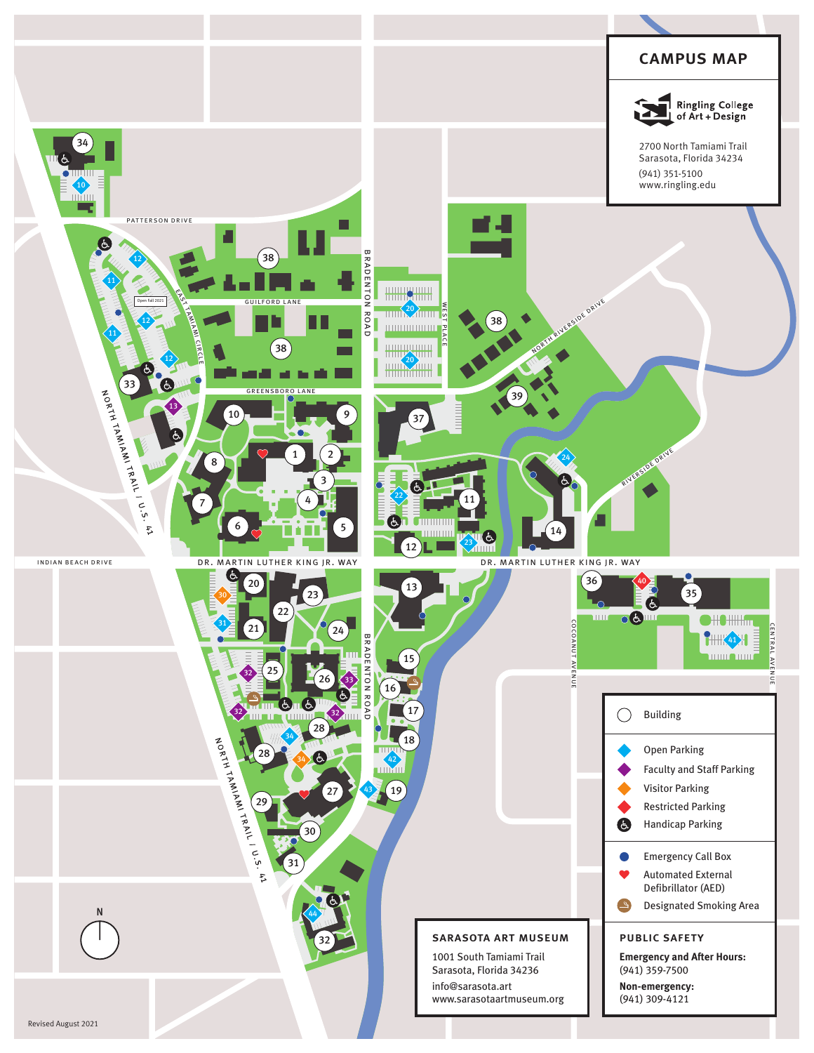# CAMPUS MAP

Ringling College of Art + Design

2700 North Tamiami Trail
Sarasota, Florida 34234
(941) 351-5100
www.ringling.edu

PATTERSON DRIVE

GUILFORD LANE

GREENSBORO LANE

BRADENTON ROAD

WEST PLACE

NORTH RIVERSIDE DRIVE

RIVERSIDE DRIVE

EAST TAMIAMI CIRCLE

NORTH TAMIAMI TRAIL / U.S. 41

INDIAN BEACH DRIVE

DR. MARTIN LUTHER KING JR. WAY

COCOANUT AVENUE

CENTRAL AVENUE

Open Fall 2021

| Legend |
| --- |
| Building |
| Open Parking |
| Faculty and Staff Parking |
| Visitor Parking |
| Restricted Parking |
| Handicap Parking |
| Emergency Call Box |
| Automated External Defibrillator (AED) |
| Designated Smoking Area |

## SARASOTA ART MUSEUM

1001 South Tamiami Trail
Sarasota, Florida 34236
info@sarasota.art
www.sarasotaartmuseum.org

## PUBLIC SAFETY

**Emergency and After Hours:**
(941) 359-7500

**Non-emergency:**
(941) 309-4121

Revised August 2021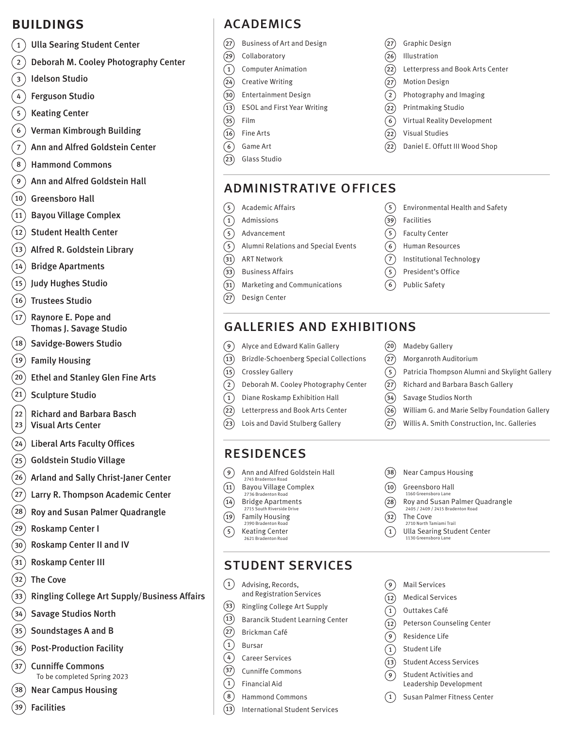## BUILDINGS

1. Ulla Searing Student Center
2. Deborah M. Cooley Photography Center
3. Idelson Studio
4. Ferguson Studio
5. Keating Center
6. Verman Kimbrough Building
7. Ann and Alfred Goldstein Center
8. Hammond Commons
9. Ann and Alfred Goldstein Hall
10. Greensboro Hall
11. Bayou Village Complex
12. Student Health Center
13. Alfred R. Goldstein Library
14. Bridge Apartments
15. Judy Hughes Studio
16. Trustees Studio
17. Raynore E. Pope and Thomas J. Savage Studio
18. Savidge-Bowers Studio
19. Family Housing
20. Ethel and Stanley Glen Fine Arts
21. Sculpture Studio
22. 23. Richard and Barbara Basch Visual Arts Center
24. Liberal Arts Faculty Offices
25. Goldstein Studio Village
26. Arland and Sally Christ-Janer Center
27. Larry R. Thompson Academic Center
28. Roy and Susan Palmer Quadrangle
29. Roskamp Center I
30. Roskamp Center II and IV
31. Roskamp Center III
32. The Cove
33. Ringling College Art Supply/Business Affairs
34. Savage Studios North
35. Soundstages A and B
36. Post-Production Facility
37. Cunniffe Commons
    To be completed Spring 2023
38. Near Campus Housing
39. Facilities

## ACADEMICS

- (27) Business of Art and Design
- (29) Collaboratory
- (1) Computer Animation
- (24) Creative Writing
- (30) Entertainment Design
- (13) ESOL and First Year Writing
- (35) Film
- (16) Fine Arts
- (6) Game Art
- (23) Glass Studio
- (27) Graphic Design
- (26) Illustration
- (22) Letterpress and Book Arts Center
- (27) Motion Design
- (2) Photography and Imaging
- (22) Printmaking Studio
- (6) Virtual Reality Development
- (22) Visual Studies
- (22) Daniel E. Offutt III Wood Shop

## ADMINISTRATIVE OFFICES

- (5) Academic Affairs
- (1) Admissions
- (5) Advancement
- (5) Alumni Relations and Special Events
- (31) ART Network
- (33) Business Affairs
- (31) Marketing and Communications
- (27) Design Center
- (5) Environmental Health and Safety
- (39) Facilities
- (5) Faculty Center
- (6) Human Resources
- (7) Institutional Technology
- (5) President's Office
- (6) Public Safety

## GALLERIES AND EXHIBITIONS

- (9) Alyce and Edward Kalin Gallery
- (13) Brizdle-Schoenberg Special Collections
- (15) Crossley Gallery
- (2) Deborah M. Cooley Photography Center
- (1) Diane Roskamp Exhibition Hall
- (22) Letterpress and Book Arts Center
- (23) Lois and David Stulberg Gallery
- (20) Madeby Gallery
- (27) Morganroth Auditorium
- (5) Patricia Thompson Alumni and Skylight Gallery
- (27) Richard and Barbara Basch Gallery
- (34) Savage Studios North
- (26) William G. and Marie Selby Foundation Gallery
- (27) Willis A. Smith Construction, Inc. Galleries

## RESIDENCES

- (9) Ann and Alfred Goldstein Hall
  2745 Bradenton Road
- (11) Bayou Village Complex
  2736 Bradenton Road
- (14) Bridge Apartments
  2715 South Riverside Drive
- (19) Family Housing
  2390 Bradenton Road
- (5) Keating Center
  2621 Bradenton Road
- (38) Near Campus Housing
- (10) Greensboro Hall
  1160 Greensboro Lane
- (28) Roy and Susan Palmer Quadrangle
  2405 / 2409 / 2415 Bradenton Road
- (32) The Cove
  2710 North Tamiami Trail
- (1) Ulla Searing Student Center
  1130 Greensboro Lane

## STUDENT SERVICES

- (1) Advising, Records, and Registration Services
- (33) Ringling College Art Supply
- (13) Barancik Student Learning Center
- (27) Brickman Café
- (1) Bursar
- (4) Career Services
- (37) Cunniffe Commons
- (1) Financial Aid
- (8) Hammond Commons
- (13) International Student Services
- (9) Mail Services
- (12) Medical Services
- (1) Outtakes Café
- (12) Peterson Counseling Center
- (9) Residence Life
- (1) Student Life
- (13) Student Access Services
- (9) Student Activities and Leadership Development
- (1) Susan Palmer Fitness Center